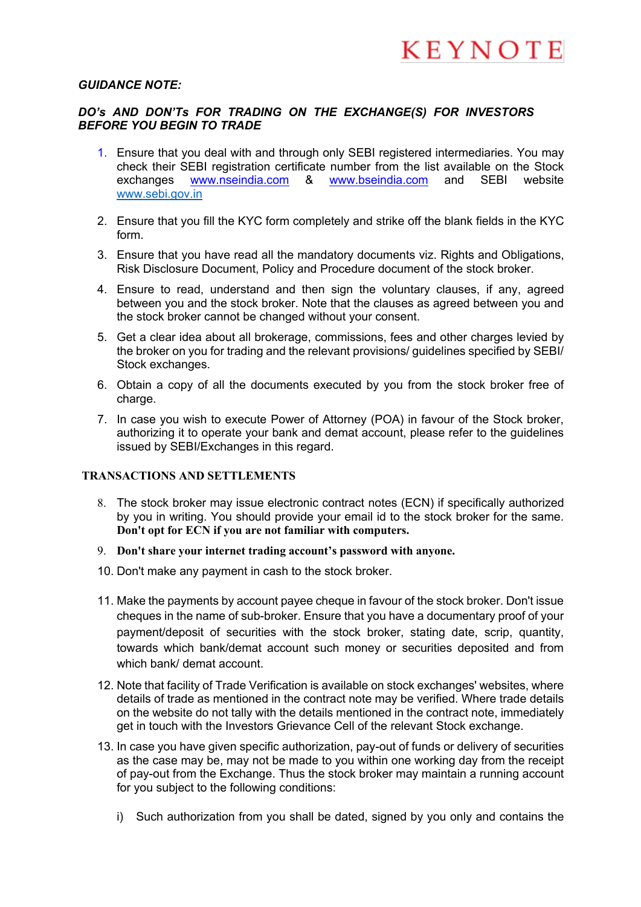KEYNOTE

***GUIDANCE NOTE:***

***DO's AND DON'Ts FOR TRADING ON THE EXCHANGE(S) FOR INVESTORS BEFORE YOU BEGIN TO TRADE***

1. Ensure that you deal with and through only SEBI registered intermediaries. You may check their SEBI registration certificate number from the list available on the Stock exchanges www.nseindia.com & www.bseindia.com and SEBI website www.sebi.gov.in

2. Ensure that you fill the KYC form completely and strike off the blank fields in the KYC form.

3. Ensure that you have read all the mandatory documents viz. Rights and Obligations, Risk Disclosure Document, Policy and Procedure document of the stock broker.

4. Ensure to read, understand and then sign the voluntary clauses, if any, agreed between you and the stock broker. Note that the clauses as agreed between you and the stock broker cannot be changed without your consent.

5. Get a clear idea about all brokerage, commissions, fees and other charges levied by the broker on you for trading and the relevant provisions/ guidelines specified by SEBI/ Stock exchanges.

6. Obtain a copy of all the documents executed by you from the stock broker free of charge.

7. In case you wish to execute Power of Attorney (POA) in favour of the Stock broker, authorizing it to operate your bank and demat account, please refer to the guidelines issued by SEBI/Exchanges in this regard.

**TRANSACTIONS AND SETTLEMENTS**

8. The stock broker may issue electronic contract notes (ECN) if specifically authorized by you in writing. You should provide your email id to the stock broker for the same. **Don't opt for ECN if you are not familiar with computers.**

9. **Don't share your internet trading account's password with anyone.**

10. Don't make any payment in cash to the stock broker.

11. Make the payments by account payee cheque in favour of the stock broker. Don't issue cheques in the name of sub-broker. Ensure that you have a documentary proof of your payment/deposit of securities with the stock broker, stating date, scrip, quantity, towards which bank/demat account such money or securities deposited and from which bank/ demat account.

12. Note that facility of Trade Verification is available on stock exchanges' websites, where details of trade as mentioned in the contract note may be verified. Where trade details on the website do not tally with the details mentioned in the contract note, immediately get in touch with the Investors Grievance Cell of the relevant Stock exchange.

13. In case you have given specific authorization, pay-out of funds or delivery of securities as the case may be, may not be made to you within one working day from the receipt of pay-out from the Exchange. Thus the stock broker may maintain a running account for you subject to the following conditions:

    i) Such authorization from you shall be dated, signed by you only and contains the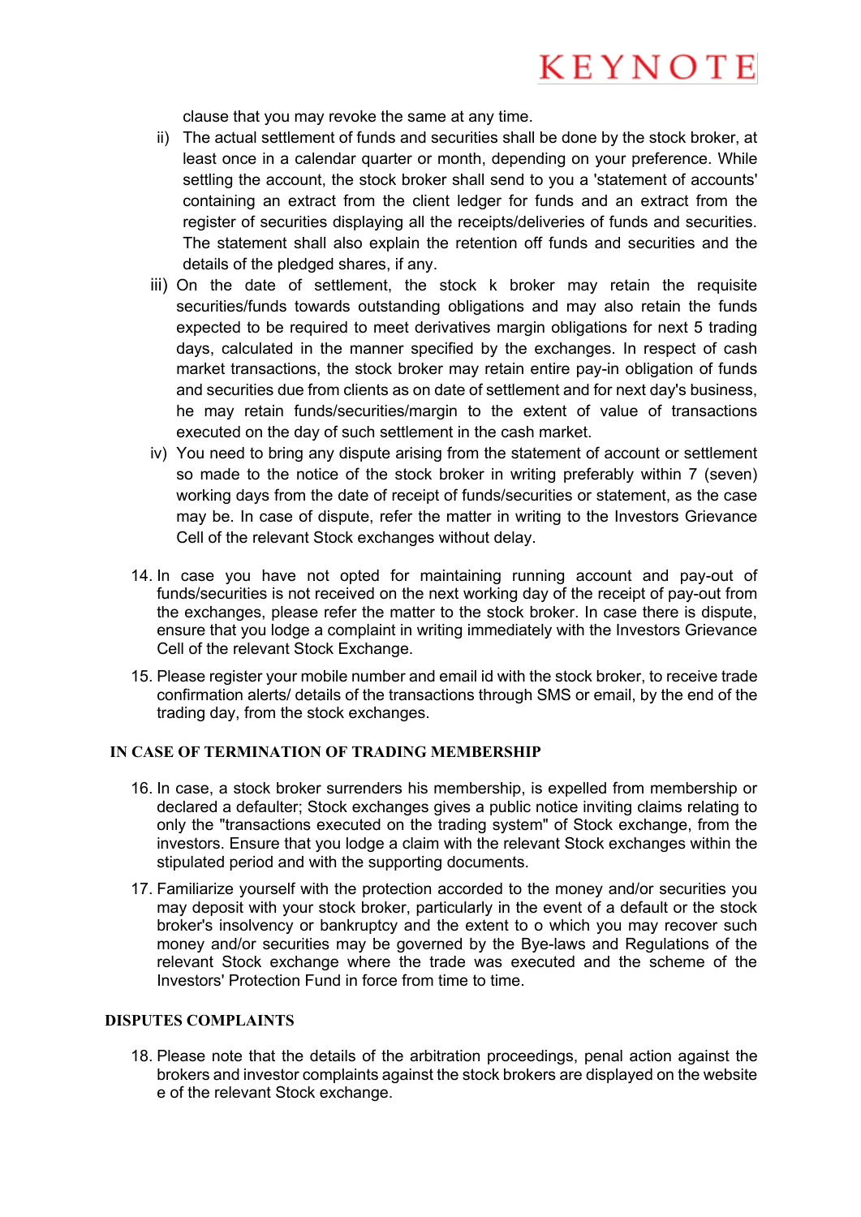clause that you may revoke the same at any time.

ii) The actual settlement of funds and securities shall be done by the stock broker, at least once in a calendar quarter or month, depending on your preference. While settling the account, the stock broker shall send to you a 'statement of accounts' containing an extract from the client ledger for funds and an extract from the register of securities displaying all the receipts/deliveries of funds and securities. The statement shall also explain the retention off funds and securities and the details of the pledged shares, if any.

iii) On the date of settlement, the stock k broker may retain the requisite securities/funds towards outstanding obligations and may also retain the funds expected to be required to meet derivatives margin obligations for next 5 trading days, calculated in the manner specified by the exchanges. In respect of cash market transactions, the stock broker may retain entire pay-in obligation of funds and securities due from clients as on date of settlement and for next day's business, he may retain funds/securities/margin to the extent of value of transactions executed on the day of such settlement in the cash market.

iv) You need to bring any dispute arising from the statement of account or settlement so made to the notice of the stock broker in writing preferably within 7 (seven) working days from the date of receipt of funds/securities or statement, as the case may be. In case of dispute, refer the matter in writing to the Investors Grievance Cell of the relevant Stock exchanges without delay.

14. In case you have not opted for maintaining running account and pay-out of funds/securities is not received on the next working day of the receipt of pay-out from the exchanges, please refer the matter to the stock broker. In case there is dispute, ensure that you lodge a complaint in writing immediately with the Investors Grievance Cell of the relevant Stock Exchange.

15. Please register your mobile number and email id with the stock broker, to receive trade confirmation alerts/ details of the transactions through SMS or email, by the end of the trading day, from the stock exchanges.

## IN CASE OF TERMINATION OF TRADING MEMBERSHIP

16. In case, a stock broker surrenders his membership, is expelled from membership or declared a defaulter; Stock exchanges gives a public notice inviting claims relating to only the "transactions executed on the trading system" of Stock exchange, from the investors. Ensure that you lodge a claim with the relevant Stock exchanges within the stipulated period and with the supporting documents.

17. Familiarize yourself with the protection accorded to the money and/or securities you may deposit with your stock broker, particularly in the event of a default or the stock broker's insolvency or bankruptcy and the extent to o which you may recover such money and/or securities may be governed by the Bye-laws and Regulations of the relevant Stock exchange where the trade was executed and the scheme of the Investors' Protection Fund in force from time to time.

## DISPUTES COMPLAINTS

18. Please note that the details of the arbitration proceedings, penal action against the brokers and investor complaints against the stock brokers are displayed on the website e of the relevant Stock exchange.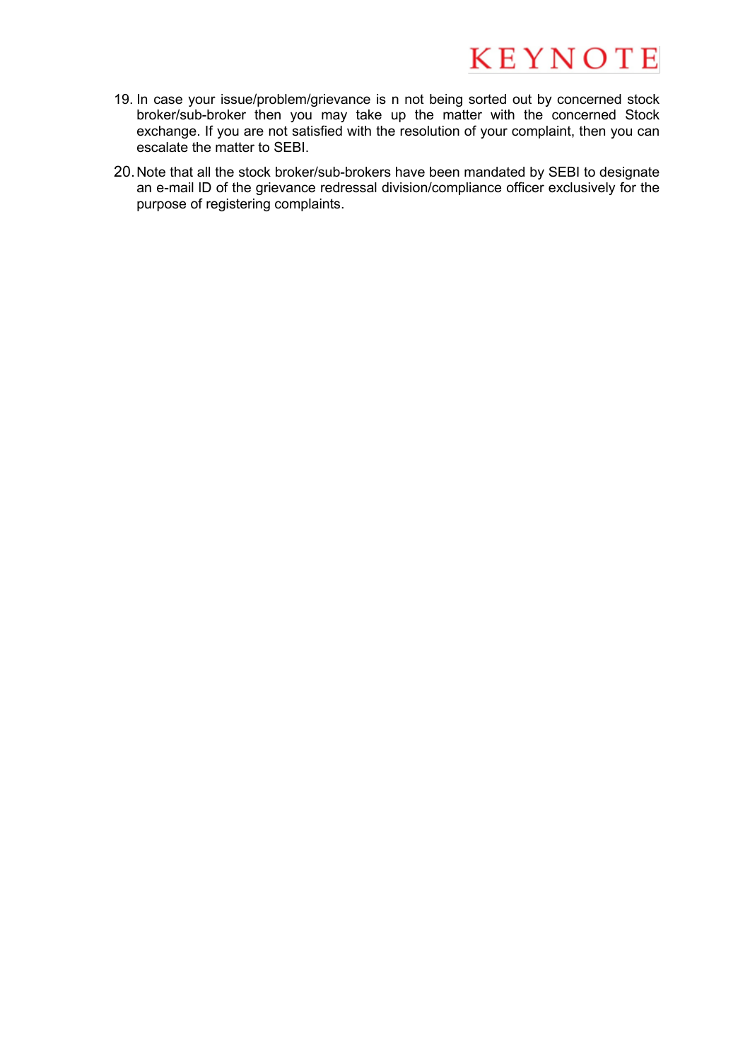19. In case your issue/problem/grievance is n not being sorted out by concerned stock broker/sub-broker then you may take up the matter with the concerned Stock exchange. If you are not satisfied with the resolution of your complaint, then you can escalate the matter to SEBI.

20. Note that all the stock broker/sub-brokers have been mandated by SEBI to designate an e-mail ID of the grievance redressal division/compliance officer exclusively for the purpose of registering complaints.